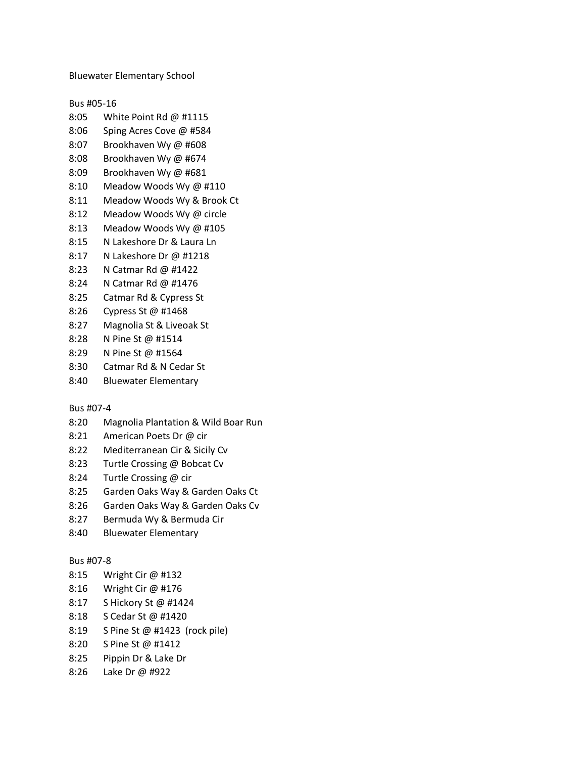Bluewater Elementary School

Bus #05-16

8:05 White Point Rd @ #1115
8:06 Sping Acres Cove @ #584
8:07 Brookhaven Wy @ #608
8:08 Brookhaven Wy @ #674
8:09 Brookhaven Wy @ #681
8:10 Meadow Woods Wy @ #110
8:11 Meadow Woods Wy & Brook Ct
8:12 Meadow Woods Wy @ circle
8:13 Meadow Woods Wy @ #105
8:15 N Lakeshore Dr & Laura Ln
8:17 N Lakeshore Dr @ #1218
8:23 N Catmar Rd @ #1422
8:24 N Catmar Rd @ #1476
8:25 Catmar Rd & Cypress St
8:26 Cypress St @ #1468
8:27 Magnolia St & Liveoak St
8:28 N Pine St @ #1514
8:29 N Pine St @ #1564
8:30 Catmar Rd & N Cedar St
8:40 Bluewater Elementary

Bus #07-4

8:20 Magnolia Plantation & Wild Boar Run
8:21 American Poets Dr @ cir
8:22 Mediterranean Cir & Sicily Cv
8:23 Turtle Crossing @ Bobcat Cv
8:24 Turtle Crossing @ cir
8:25 Garden Oaks Way & Garden Oaks Ct
8:26 Garden Oaks Way & Garden Oaks Cv
8:27 Bermuda Wy & Bermuda Cir
8:40 Bluewater Elementary

Bus #07-8

8:15 Wright Cir @ #132
8:16 Wright Cir @ #176
8:17 S Hickory St @ #1424
8:18 S Cedar St @ #1420
8:19 S Pine St @ #1423 (rock pile)
8:20 S Pine St @ #1412
8:25 Pippin Dr & Lake Dr
8:26 Lake Dr @ #922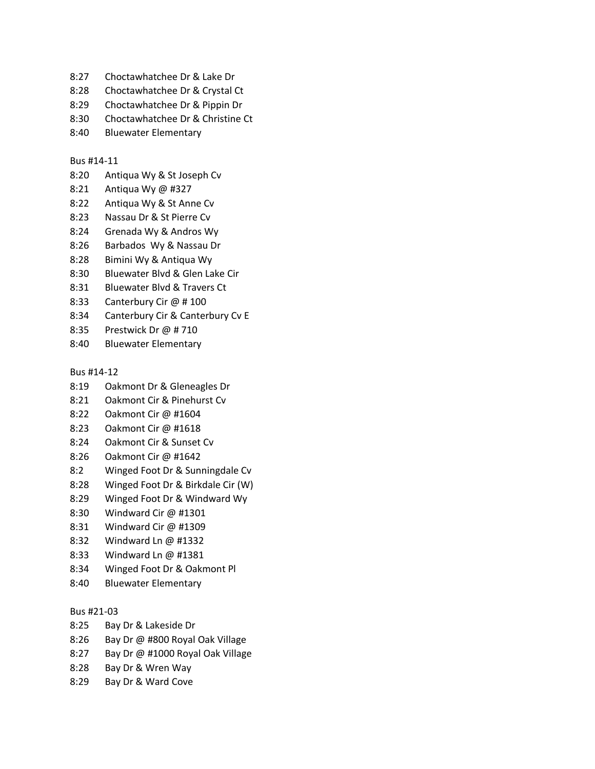8:27 Choctawhatchee Dr & Lake Dr
8:28 Choctawhatchee Dr & Crystal Ct
8:29 Choctawhatchee Dr & Pippin Dr
8:30 Choctawhatchee Dr & Christine Ct
8:40 Bluewater Elementary

Bus #14-11
8:20 Antiqua Wy & St Joseph Cv
8:21 Antiqua Wy @ #327
8:22 Antiqua Wy & St Anne Cv
8:23 Nassau Dr & St Pierre Cv
8:24 Grenada Wy & Andros Wy
8:26 Barbados Wy & Nassau Dr
8:28 Bimini Wy & Antiqua Wy
8:30 Bluewater Blvd & Glen Lake Cir
8:31 Bluewater Blvd & Travers Ct
8:33 Canterbury Cir @ # 100
8:34 Canterbury Cir & Canterbury Cv E
8:35 Prestwick Dr @ # 710
8:40 Bluewater Elementary

Bus #14-12
8:19 Oakmont Dr & Gleneagles Dr
8:21 Oakmont Cir & Pinehurst Cv
8:22 Oakmont Cir @ #1604
8:23 Oakmont Cir @ #1618
8:24 Oakmont Cir & Sunset Cv
8:26 Oakmont Cir @ #1642
8:2 Winged Foot Dr & Sunningdale Cv
8:28 Winged Foot Dr & Birkdale Cir (W)
8:29 Winged Foot Dr & Windward Wy
8:30 Windward Cir @ #1301
8:31 Windward Cir @ #1309
8:32 Windward Ln @ #1332
8:33 Windward Ln @ #1381
8:34 Winged Foot Dr & Oakmont Pl
8:40 Bluewater Elementary

Bus #21-03
8:25 Bay Dr & Lakeside Dr
8:26 Bay Dr @ #800 Royal Oak Village
8:27 Bay Dr @ #1000 Royal Oak Village
8:28 Bay Dr & Wren Way
8:29 Bay Dr & Ward Cove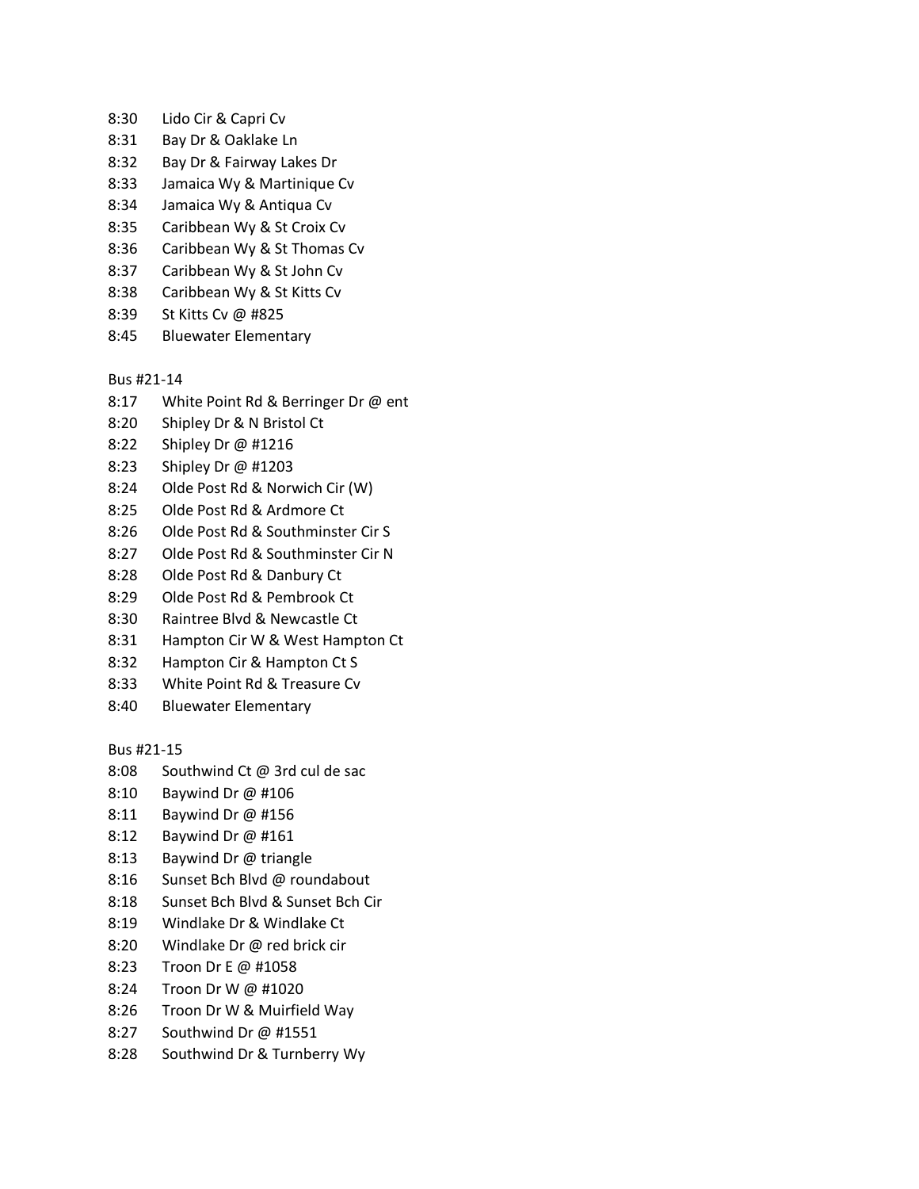8:30 Lido Cir & Capri Cv
8:31 Bay Dr & Oaklake Ln
8:32 Bay Dr & Fairway Lakes Dr
8:33 Jamaica Wy & Martinique Cv
8:34 Jamaica Wy & Antiqua Cv
8:35 Caribbean Wy & St Croix Cv
8:36 Caribbean Wy & St Thomas Cv
8:37 Caribbean Wy & St John Cv
8:38 Caribbean Wy & St Kitts Cv
8:39 St Kitts Cv @ #825
8:45 Bluewater Elementary

Bus #21-14

8:17 White Point Rd & Berringer Dr @ ent
8:20 Shipley Dr & N Bristol Ct
8:22 Shipley Dr @ #1216
8:23 Shipley Dr @ #1203
8:24 Olde Post Rd & Norwich Cir (W)
8:25 Olde Post Rd & Ardmore Ct
8:26 Olde Post Rd & Southminster Cir S
8:27 Olde Post Rd & Southminster Cir N
8:28 Olde Post Rd & Danbury Ct
8:29 Olde Post Rd & Pembrook Ct
8:30 Raintree Blvd & Newcastle Ct
8:31 Hampton Cir W & West Hampton Ct
8:32 Hampton Cir & Hampton Ct S
8:33 White Point Rd & Treasure Cv
8:40 Bluewater Elementary

Bus #21-15

8:08 Southwind Ct @ 3rd cul de sac
8:10 Baywind Dr @ #106
8:11 Baywind Dr @ #156
8:12 Baywind Dr @ #161
8:13 Baywind Dr @ triangle
8:16 Sunset Bch Blvd @ roundabout
8:18 Sunset Bch Blvd & Sunset Bch Cir
8:19 Windlake Dr & Windlake Ct
8:20 Windlake Dr @ red brick cir
8:23 Troon Dr E @ #1058
8:24 Troon Dr W @ #1020
8:26 Troon Dr W & Muirfield Way
8:27 Southwind Dr @ #1551
8:28 Southwind Dr & Turnberry Wy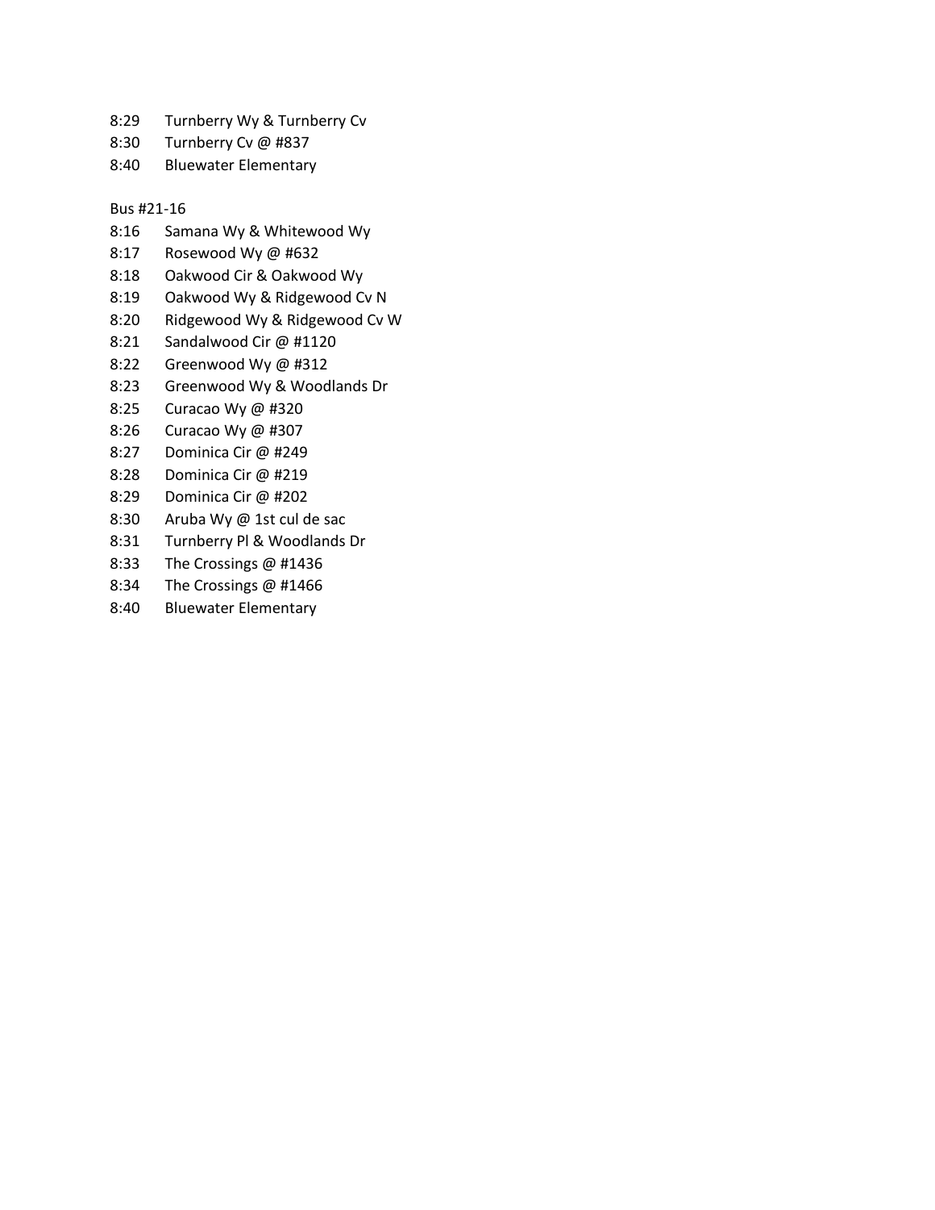8:29 Turnberry Wy & Turnberry Cv
8:30 Turnberry Cv @ #837
8:40 Bluewater Elementary

Bus #21-16

8:16 Samana Wy & Whitewood Wy
8:17 Rosewood Wy @ #632
8:18 Oakwood Cir & Oakwood Wy
8:19 Oakwood Wy & Ridgewood Cv N
8:20 Ridgewood Wy & Ridgewood Cv W
8:21 Sandalwood Cir @ #1120
8:22 Greenwood Wy @ #312
8:23 Greenwood Wy & Woodlands Dr
8:25 Curacao Wy @ #320
8:26 Curacao Wy @ #307
8:27 Dominica Cir @ #249
8:28 Dominica Cir @ #219
8:29 Dominica Cir @ #202
8:30 Aruba Wy @ 1st cul de sac
8:31 Turnberry Pl & Woodlands Dr
8:33 The Crossings @ #1436
8:34 The Crossings @ #1466
8:40 Bluewater Elementary